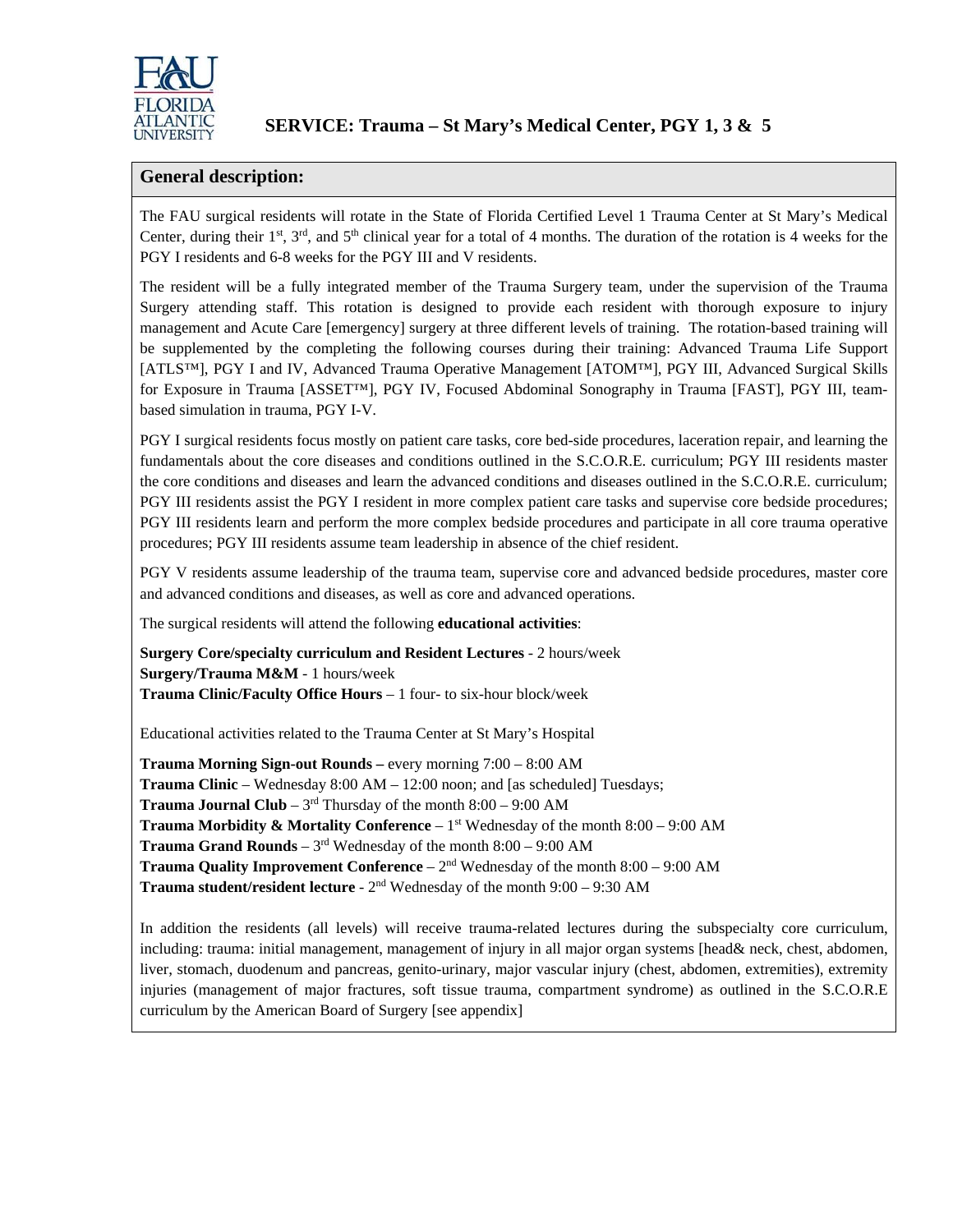# SERVICE: Trauma – St Mary's Medical Center, PGY 1, 3 & 5

## General description:

The FAU surgical residents will rotate in the State of Florida Certified Level 1 Trauma Center at St Mary's Medical Center, during their 1st, 3rd, and 5th clinical year for a total of 4 months. The duration of the rotation is 4 weeks for the PGY I residents and 6-8 weeks for the PGY III and V residents.

The resident will be a fully integrated member of the Trauma Surgery team, under the supervision of the Trauma Surgery attending staff. This rotation is designed to provide each resident with thorough exposure to injury management and Acute Care [emergency] surgery at three different levels of training. The rotation-based training will be supplemented by the completing the following courses during their training: Advanced Trauma Life Support [ATLS™], PGY I and IV, Advanced Trauma Operative Management [ATOM™], PGY III, Advanced Surgical Skills for Exposure in Trauma [ASSET™], PGY IV, Focused Abdominal Sonography in Trauma [FAST], PGY III, team-based simulation in trauma, PGY I-V.

PGY I surgical residents focus mostly on patient care tasks, core bed-side procedures, laceration repair, and learning the fundamentals about the core diseases and conditions outlined in the S.C.O.R.E. curriculum; PGY III residents master the core conditions and diseases and learn the advanced conditions and diseases outlined in the S.C.O.R.E. curriculum; PGY III residents assist the PGY I resident in more complex patient care tasks and supervise core bedside procedures; PGY III residents learn and perform the more complex bedside procedures and participate in all core trauma operative procedures; PGY III residents assume team leadership in absence of the chief resident.

PGY V residents assume leadership of the trauma team, supervise core and advanced bedside procedures, master core and advanced conditions and diseases, as well as core and advanced operations.

The surgical residents will attend the following **educational activities**:

**Surgery Core/specialty curriculum and Resident Lectures** - 2 hours/week
**Surgery/Trauma M&M** - 1 hours/week
**Trauma Clinic/Faculty Office Hours** – 1 four- to six-hour block/week

Educational activities related to the Trauma Center at St Mary's Hospital

**Trauma Morning Sign-out Rounds –** every morning 7:00 – 8:00 AM
**Trauma Clinic** – Wednesday 8:00 AM – 12:00 noon; and [as scheduled] Tuesdays;
**Trauma Journal Club** – 3rd Thursday of the month 8:00 – 9:00 AM
**Trauma Morbidity & Mortality Conference** – 1st Wednesday of the month 8:00 – 9:00 AM
**Trauma Grand Rounds** – 3rd Wednesday of the month 8:00 – 9:00 AM
**Trauma Quality Improvement Conference** – 2nd Wednesday of the month 8:00 – 9:00 AM
**Trauma student/resident lecture** - 2nd Wednesday of the month 9:00 – 9:30 AM

In addition the residents (all levels) will receive trauma-related lectures during the subspecialty core curriculum, including: trauma: initial management, management of injury in all major organ systems [head& neck, chest, abdomen, liver, stomach, duodenum and pancreas, genito-urinary, major vascular injury (chest, abdomen, extremities), extremity injuries (management of major fractures, soft tissue trauma, compartment syndrome) as outlined in the S.C.O.R.E curriculum by the American Board of Surgery [see appendix]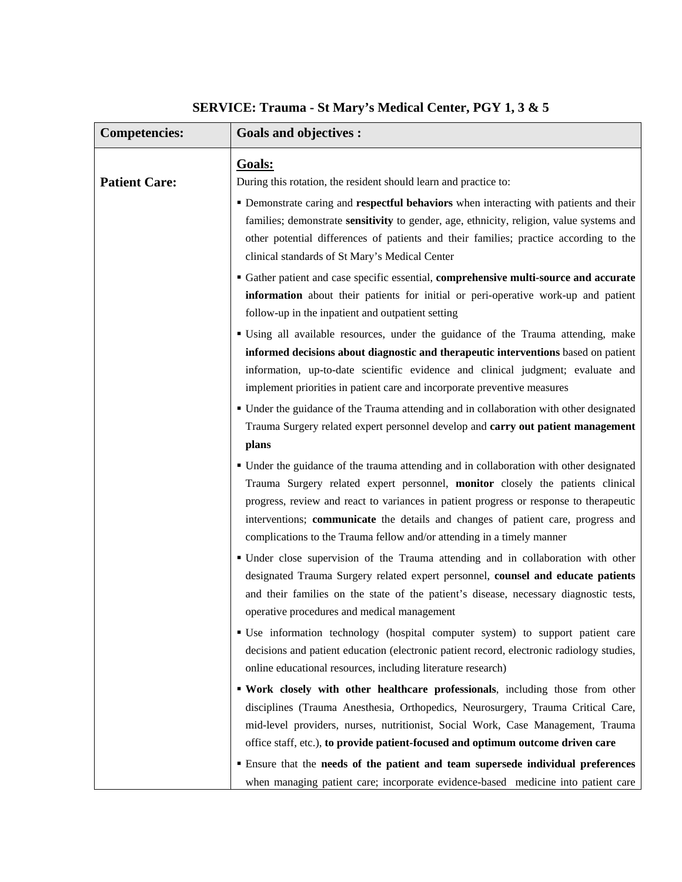## SERVICE: Trauma - St Mary's Medical Center, PGY 1, 3 & 5

| Competencies: | Goals and objectives : |
|---|---|
| **Patient Care:** | **<u>Goals:</u>**<br>During this rotation, the resident should learn and practice to:<br>▪ Demonstrate caring and **respectful behaviors** when interacting with patients and their families; demonstrate **sensitivity** to gender, age, ethnicity, religion, value systems and other potential differences of patients and their families; practice according to the clinical standards of St Mary's Medical Center<br>▪ Gather patient and case specific essential, **comprehensive multi-source and accurate information** about their patients for initial or peri-operative work-up and patient follow-up in the inpatient and outpatient setting<br>▪ Using all available resources, under the guidance of the Trauma attending, make **informed decisions about diagnostic and therapeutic interventions** based on patient information, up-to-date scientific evidence and clinical judgment; evaluate and implement priorities in patient care and incorporate preventive measures<br>▪ Under the guidance of the Trauma attending and in collaboration with other designated Trauma Surgery related expert personnel develop and **carry out patient management plans**<br>▪ Under the guidance of the trauma attending and in collaboration with other designated Trauma Surgery related expert personnel, **monitor** closely the patients clinical progress, review and react to variances in patient progress or response to therapeutic interventions; **communicate** the details and changes of patient care, progress and complications to the Trauma fellow and/or attending in a timely manner<br>▪ Under close supervision of the Trauma attending and in collaboration with other designated Trauma Surgery related expert personnel, **counsel and educate patients** and their families on the state of the patient's disease, necessary diagnostic tests, operative procedures and medical management<br>▪ Use information technology (hospital computer system) to support patient care decisions and patient education (electronic patient record, electronic radiology studies, online educational resources, including literature research)<br>▪ **Work closely with other healthcare professionals**, including those from other disciplines (Trauma Anesthesia, Orthopedics, Neurosurgery, Trauma Critical Care, mid-level providers, nurses, nutritionist, Social Work, Case Management, Trauma office staff, etc.), **to provide patient-focused and optimum outcome driven care**<br>▪ Ensure that the **needs of the patient and team supersede individual preferences** when managing patient care; incorporate evidence-based medicine into patient care |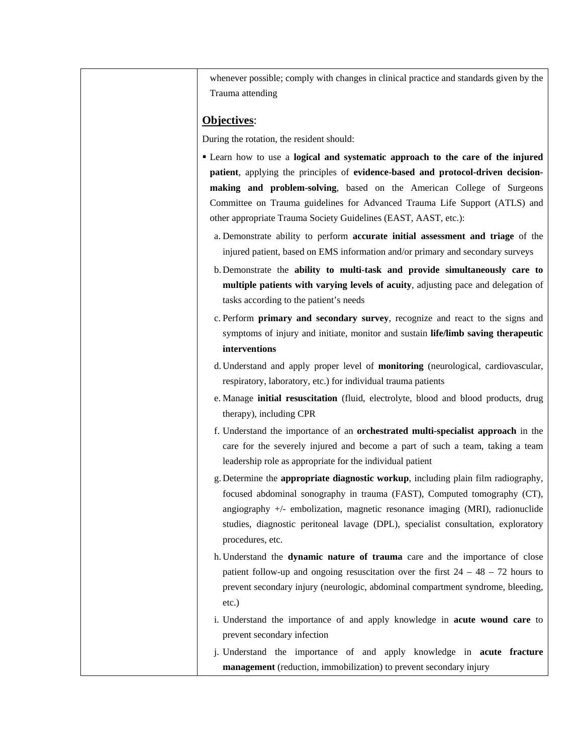whenever possible; comply with changes in clinical practice and standards given by the Trauma attending

**Objectives**:

During the rotation, the resident should:

- Learn how to use a **logical and systematic approach to the care of the injured patient**, applying the principles of **evidence-based and protocol-driven decision-making and problem-solving**, based on the American College of Surgeons Committee on Trauma guidelines for Advanced Trauma Life Support (ATLS) and other appropriate Trauma Society Guidelines (EAST, AAST, etc.):
  a. Demonstrate ability to perform **accurate initial assessment and triage** of the injured patient, based on EMS information and/or primary and secondary surveys
  b. Demonstrate the **ability to multi-task and provide simultaneously care to multiple patients with varying levels of acuity**, adjusting pace and delegation of tasks according to the patient's needs
  c. Perform **primary and secondary survey**, recognize and react to the signs and symptoms of injury and initiate, monitor and sustain **life/limb saving therapeutic interventions**
  d. Understand and apply proper level of **monitoring** (neurological, cardiovascular, respiratory, laboratory, etc.) for individual trauma patients
  e. Manage **initial resuscitation** (fluid, electrolyte, blood and blood products, drug therapy), including CPR
  f. Understand the importance of an **orchestrated multi-specialist approach** in the care for the severely injured and become a part of such a team, taking a team leadership role as appropriate for the individual patient
  g. Determine the **appropriate diagnostic workup**, including plain film radiography, focused abdominal sonography in trauma (FAST), Computed tomography (CT), angiography +/- embolization, magnetic resonance imaging (MRI), radionuclide studies, diagnostic peritoneal lavage (DPL), specialist consultation, exploratory procedures, etc.
  h. Understand the **dynamic nature of trauma** care and the importance of close patient follow-up and ongoing resuscitation over the first 24 – 48 – 72 hours to prevent secondary injury (neurologic, abdominal compartment syndrome, bleeding, etc.)
  i. Understand the importance of and apply knowledge in **acute wound care** to prevent secondary infection
  j. Understand the importance of and apply knowledge in **acute fracture management** (reduction, immobilization) to prevent secondary injury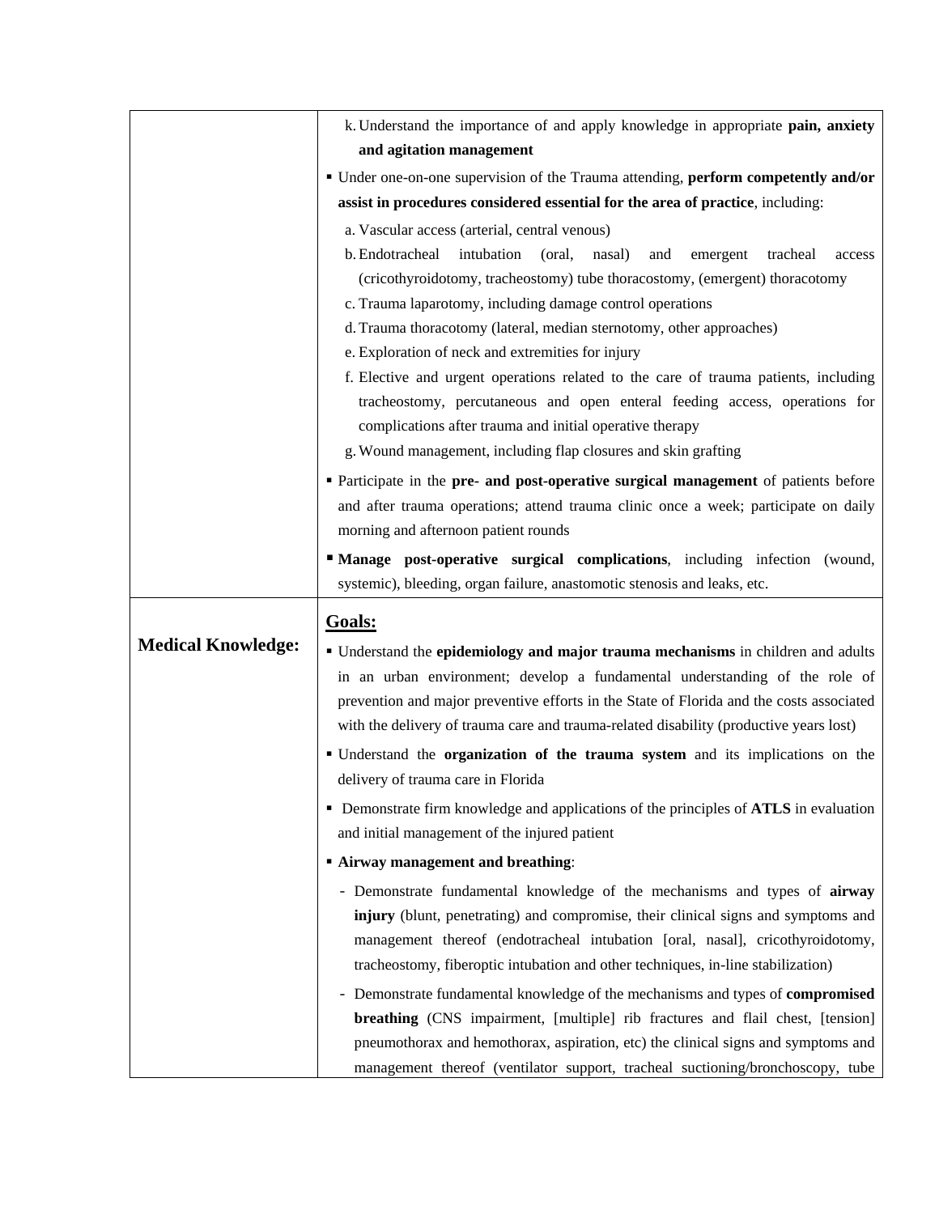| | |
|---|---|
| | k. Understand the importance of and apply knowledge in appropriate **pain, anxiety and agitation management**<br>▪ Under one-on-one supervision of the Trauma attending, **perform competently and/or assist in procedures considered essential for the area of practice**, including:<br>a. Vascular access (arterial, central venous)<br>b. Endotracheal intubation (oral, nasal) and emergent tracheal access (cricothyroidotomy, tracheostomy) tube thoracostomy, (emergent) thoracotomy<br>c. Trauma laparotomy, including damage control operations<br>d. Trauma thoracotomy (lateral, median sternotomy, other approaches)<br>e. Exploration of neck and extremities for injury<br>f. Elective and urgent operations related to the care of trauma patients, including tracheostomy, percutaneous and open enteral feeding access, operations for complications after trauma and initial operative therapy<br>g. Wound management, including flap closures and skin grafting<br>▪ Participate in the **pre- and post-operative surgical management** of patients before and after trauma operations; attend trauma clinic once a week; participate on daily morning and afternoon patient rounds<br>▪ **Manage post-operative surgical complications**, including infection (wound, systemic), bleeding, organ failure, anastomotic stenosis and leaks, etc. |
| **Medical Knowledge:** | **Goals:**<br>▪ Understand the **epidemiology and major trauma mechanisms** in children and adults in an urban environment; develop a fundamental understanding of the role of prevention and major preventive efforts in the State of Florida and the costs associated with the delivery of trauma care and trauma-related disability (productive years lost)<br>▪ Understand the **organization of the trauma system** and its implications on the delivery of trauma care in Florida<br>▪ Demonstrate firm knowledge and applications of the principles of **ATLS** in evaluation and initial management of the injured patient<br>▪ **Airway management and breathing**:<br>- Demonstrate fundamental knowledge of the mechanisms and types of **airway injury** (blunt, penetrating) and compromise, their clinical signs and symptoms and management thereof (endotracheal intubation [oral, nasal], cricothyroidotomy, tracheostomy, fiberoptic intubation and other techniques, in-line stabilization)<br>- Demonstrate fundamental knowledge of the mechanisms and types of **compromised breathing** (CNS impairment, [multiple] rib fractures and flail chest, [tension] pneumothorax and hemothorax, aspiration, etc) the clinical signs and symptoms and management thereof (ventilator support, tracheal suctioning/bronchoscopy, tube |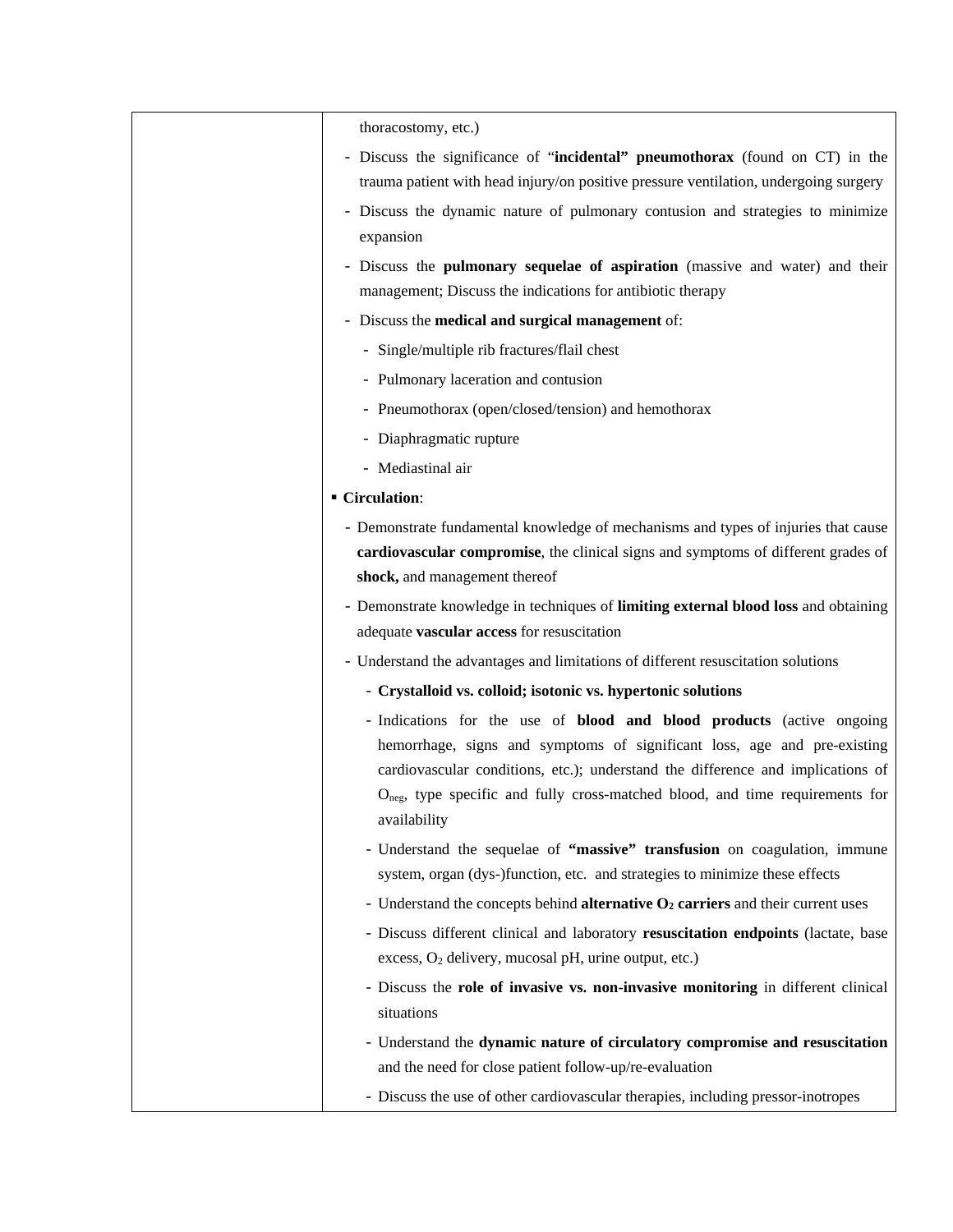| | thoracostomy, etc.)<br>- Discuss the significance of "**incidental" pneumothorax** (found on CT) in the trauma patient with head injury/on positive pressure ventilation, undergoing surgery<br>- Discuss the dynamic nature of pulmonary contusion and strategies to minimize expansion<br>- Discuss the **pulmonary sequelae of aspiration** (massive and water) and their management; Discuss the indications for antibiotic therapy<br>- Discuss the **medical and surgical management** of:<br>&nbsp;&nbsp;- Single/multiple rib fractures/flail chest<br>&nbsp;&nbsp;- Pulmonary laceration and contusion<br>&nbsp;&nbsp;- Pneumothorax (open/closed/tension) and hemothorax<br>&nbsp;&nbsp;- Diaphragmatic rupture<br>&nbsp;&nbsp;- Mediastinal air<br>▪ **Circulation**:<br>- Demonstrate fundamental knowledge of mechanisms and types of injuries that cause **cardiovascular compromise**, the clinical signs and symptoms of different grades of **shock,** and management thereof<br>- Demonstrate knowledge in techniques of **limiting external blood loss** and obtaining adequate **vascular access** for resuscitation<br>- Understand the advantages and limitations of different resuscitation solutions<br>&nbsp;&nbsp;- **Crystalloid vs. colloid; isotonic vs. hypertonic solutions**<br>&nbsp;&nbsp;- Indications for the use of **blood and blood products** (active ongoing hemorrhage, signs and symptoms of significant loss, age and pre-existing cardiovascular conditions, etc.); understand the difference and implications of $O_{neg}$, type specific and fully cross-matched blood, and time requirements for availability<br>&nbsp;&nbsp;- Understand the sequelae of **"massive" transfusion** on coagulation, immune system, organ (dys-)function, etc. and strategies to minimize these effects<br>&nbsp;&nbsp;- Understand the concepts behind **alternative $O_2$ carriers** and their current uses<br>&nbsp;&nbsp;- Discuss different clinical and laboratory **resuscitation endpoints** (lactate, base excess, $O_2$ delivery, mucosal pH, urine output, etc.)<br>&nbsp;&nbsp;- Discuss the **role of invasive vs. non-invasive monitoring** in different clinical situations<br>&nbsp;&nbsp;- Understand the **dynamic nature of circulatory compromise and resuscitation** and the need for close patient follow-up/re-evaluation<br>&nbsp;&nbsp;- Discuss the use of other cardiovascular therapies, including pressor-inotropes |
|---|---|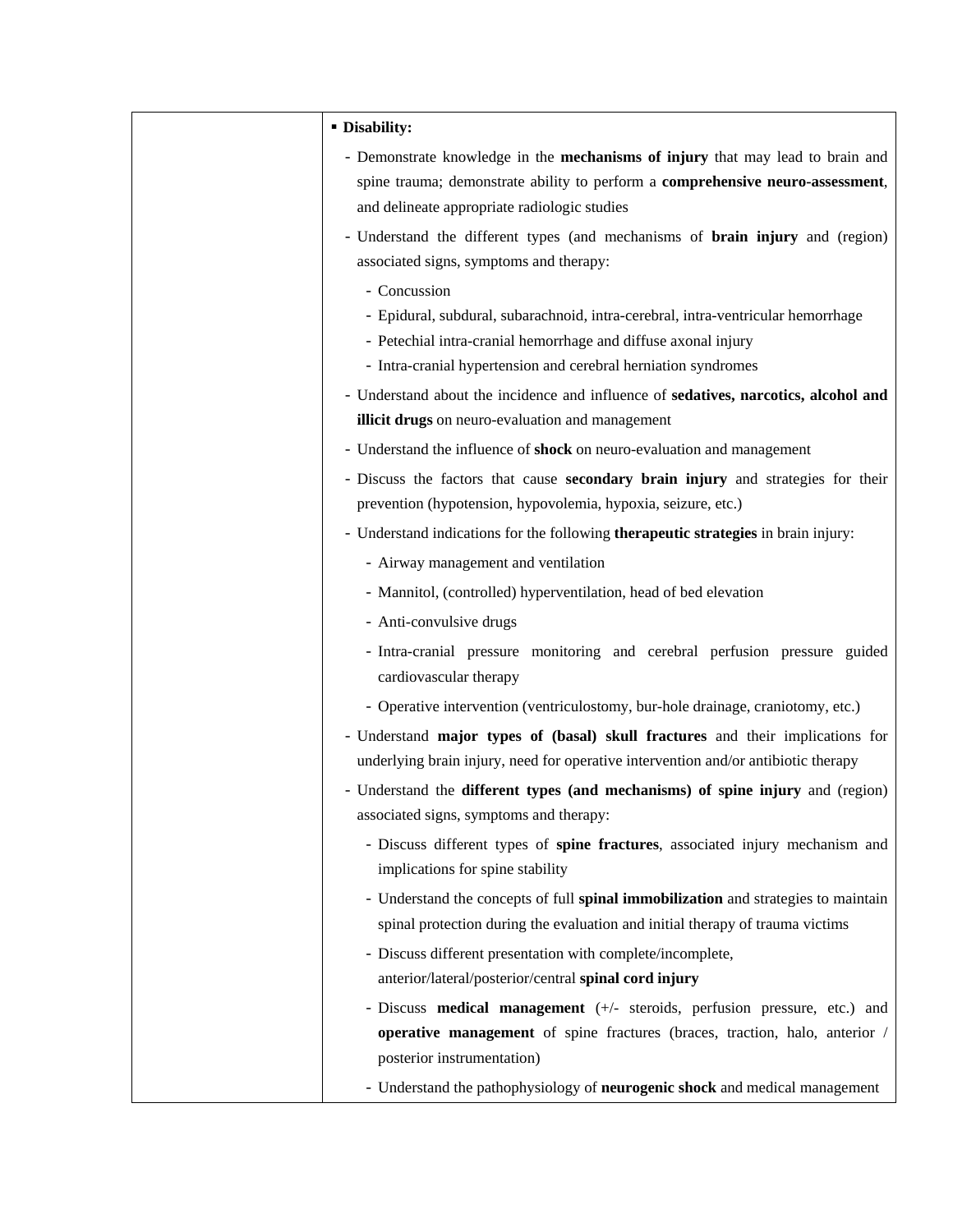| | ▪ **Disability:**<br>- Demonstrate knowledge in the **mechanisms of injury** that may lead to brain and spine trauma; demonstrate ability to perform a **comprehensive neuro-assessment**, and delineate appropriate radiologic studies<br>- Understand the different types (and mechanisms of **brain injury** and (region) associated signs, symptoms and therapy:<br>&nbsp;&nbsp;- Concussion<br>&nbsp;&nbsp;- Epidural, subdural, subarachnoid, intra-cerebral, intra-ventricular hemorrhage<br>&nbsp;&nbsp;- Petechial intra-cranial hemorrhage and diffuse axonal injury<br>&nbsp;&nbsp;- Intra-cranial hypertension and cerebral herniation syndromes<br>- Understand about the incidence and influence of **sedatives, narcotics, alcohol and illicit drugs** on neuro-evaluation and management<br>- Understand the influence of **shock** on neuro-evaluation and management<br>- Discuss the factors that cause **secondary brain injury** and strategies for their prevention (hypotension, hypovolemia, hypoxia, seizure, etc.)<br>- Understand indications for the following **therapeutic strategies** in brain injury:<br>&nbsp;&nbsp;- Airway management and ventilation<br>&nbsp;&nbsp;- Mannitol, (controlled) hyperventilation, head of bed elevation<br>&nbsp;&nbsp;- Anti-convulsive drugs<br>&nbsp;&nbsp;- Intra-cranial pressure monitoring and cerebral perfusion pressure guided cardiovascular therapy<br>&nbsp;&nbsp;- Operative intervention (ventriculostomy, bur-hole drainage, craniotomy, etc.)<br>- Understand **major types of (basal) skull fractures** and their implications for underlying brain injury, need for operative intervention and/or antibiotic therapy<br>- Understand the **different types (and mechanisms) of spine injury** and (region) associated signs, symptoms and therapy:<br>&nbsp;&nbsp;- Discuss different types of **spine fractures**, associated injury mechanism and implications for spine stability<br>&nbsp;&nbsp;- Understand the concepts of full **spinal immobilization** and strategies to maintain spinal protection during the evaluation and initial therapy of trauma victims<br>&nbsp;&nbsp;- Discuss different presentation with complete/incomplete, anterior/lateral/posterior/central **spinal cord injury**<br>&nbsp;&nbsp;- Discuss **medical management** (+/- steroids, perfusion pressure, etc.) and **operative management** of spine fractures (braces, traction, halo, anterior / posterior instrumentation)<br>&nbsp;&nbsp;- Understand the pathophysiology of **neurogenic shock** and medical management |
|---|---|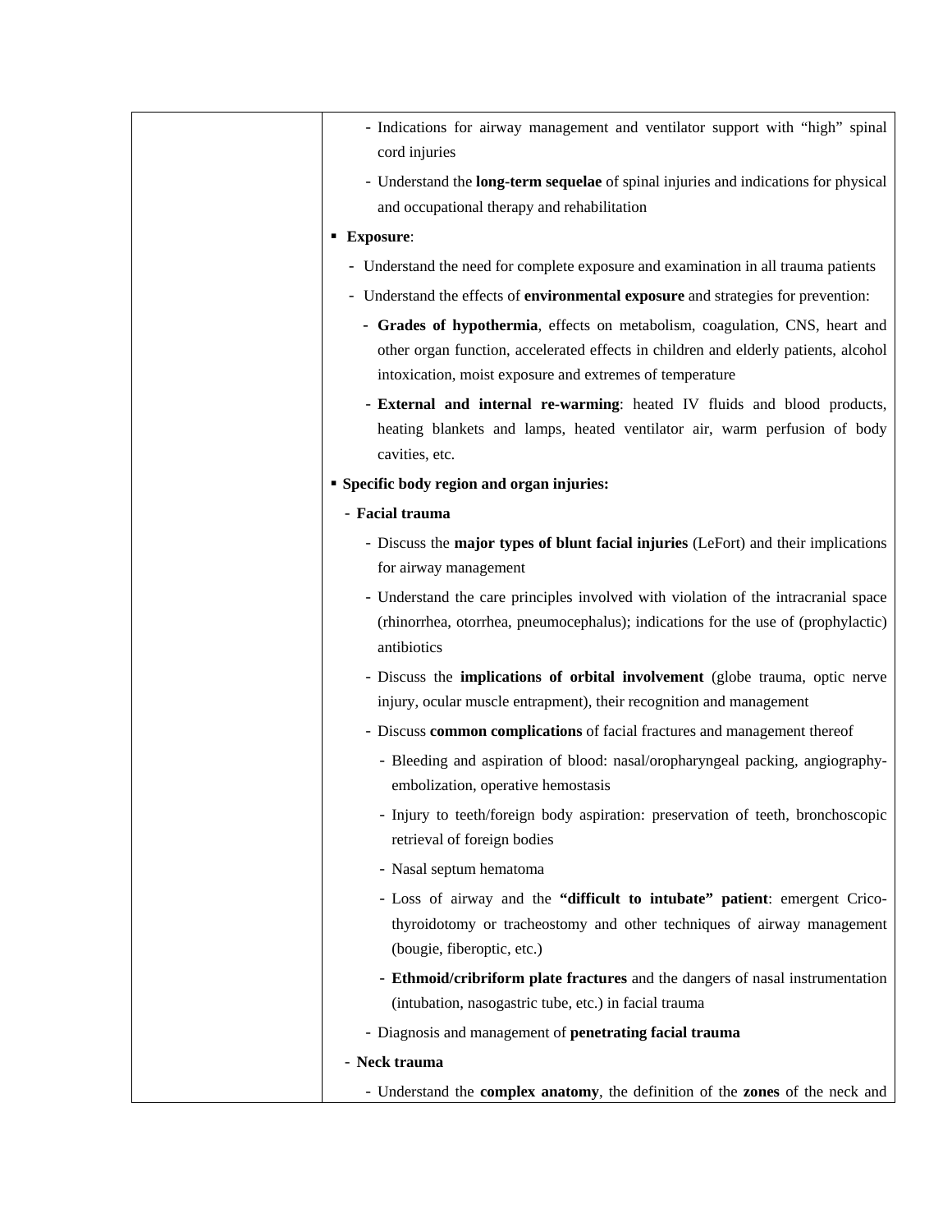| | - Indications for airway management and ventilator support with "high" spinal cord injuries<br>- Understand the **long-term sequelae** of spinal injuries and indications for physical and occupational therapy and rehabilitation<br>▪ **Exposure**:<br>- Understand the need for complete exposure and examination in all trauma patients<br>- Understand the effects of **environmental exposure** and strategies for prevention:<br>- **Grades of hypothermia**, effects on metabolism, coagulation, CNS, heart and other organ function, accelerated effects in children and elderly patients, alcohol intoxication, moist exposure and extremes of temperature<br>- **External and internal re-warming**: heated IV fluids and blood products, heating blankets and lamps, heated ventilator air, warm perfusion of body cavities, etc.<br>▪ **Specific body region and organ injuries:**<br>- **Facial trauma**<br>- Discuss the **major types of blunt facial injuries** (LeFort) and their implications for airway management<br>- Understand the care principles involved with violation of the intracranial space (rhinorrhea, otorrhea, pneumocephalus); indications for the use of (prophylactic) antibiotics<br>- Discuss the **implications of orbital involvement** (globe trauma, optic nerve injury, ocular muscle entrapment), their recognition and management<br>- Discuss **common complications** of facial fractures and management thereof<br>- Bleeding and aspiration of blood: nasal/oropharyngeal packing, angiography-embolization, operative hemostasis<br>- Injury to teeth/foreign body aspiration: preservation of teeth, bronchoscopic retrieval of foreign bodies<br>- Nasal septum hematoma<br>- Loss of airway and the **"difficult to intubate" patient**: emergent Crico-thyroidotomy or tracheostomy and other techniques of airway management (bougie, fiberoptic, etc.)<br>- **Ethmoid/cribriform plate fractures** and the dangers of nasal instrumentation (intubation, nasogastric tube, etc.) in facial trauma<br>- Diagnosis and management of **penetrating facial trauma**<br>- **Neck trauma**<br>- Understand the **complex anatomy**, the definition of the **zones** of the neck and |
|---|---|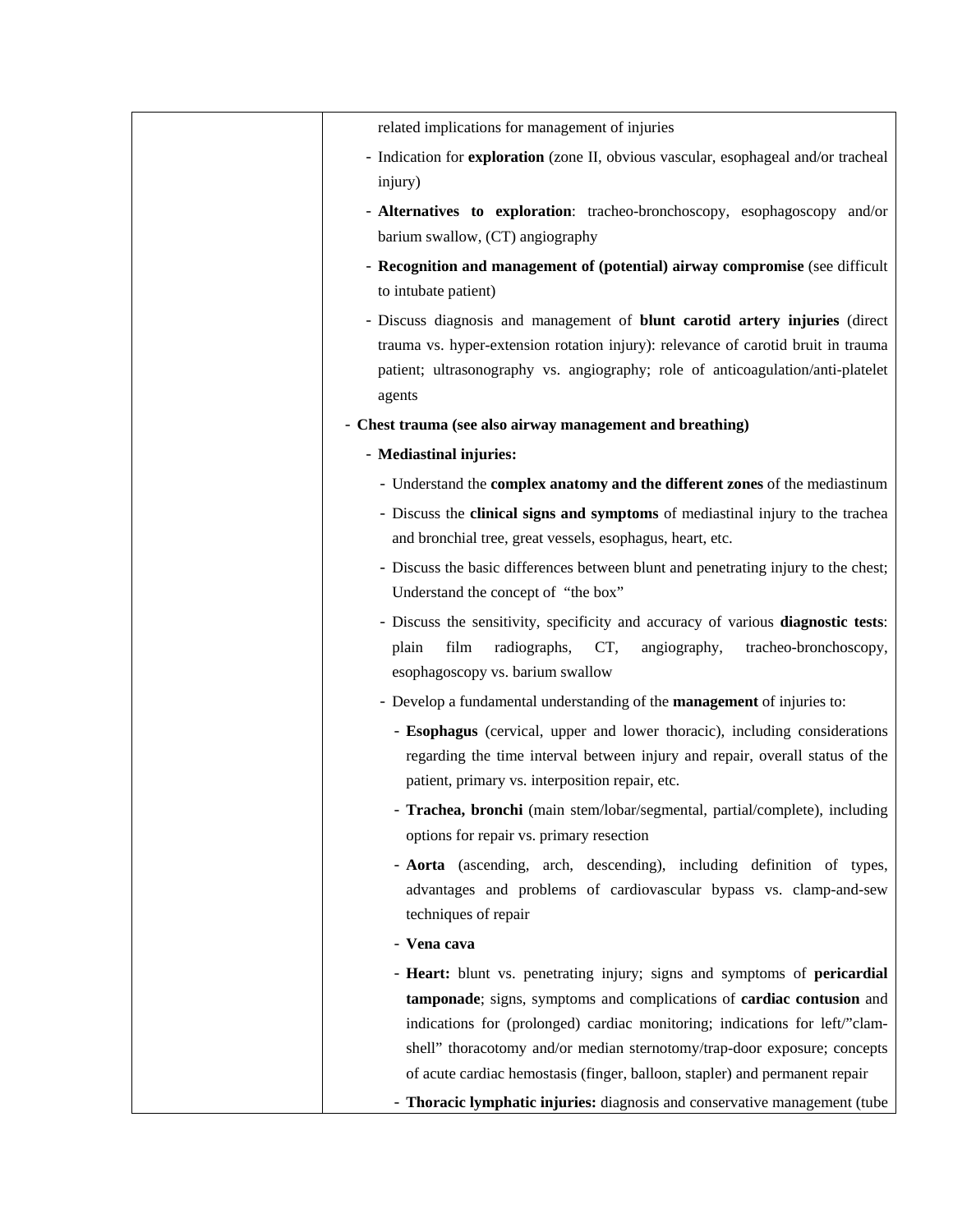| | related implications for management of injuries<br>- Indication for **exploration** (zone II, obvious vascular, esophageal and/or tracheal injury)<br>- **Alternatives to exploration**: tracheo-bronchoscopy, esophagoscopy and/or barium swallow, (CT) angiography<br>- **Recognition and management of (potential) airway compromise** (see difficult to intubate patient)<br>- Discuss diagnosis and management of **blunt carotid artery injuries** (direct trauma vs. hyper-extension rotation injury): relevance of carotid bruit in trauma patient; ultrasonography vs. angiography; role of anticoagulation/anti-platelet agents<br>- **Chest trauma (see also airway management and breathing)**<br>  - **Mediastinal injuries:**<br>    - Understand the **complex anatomy and the different zones** of the mediastinum<br>    - Discuss the **clinical signs and symptoms** of mediastinal injury to the trachea and bronchial tree, great vessels, esophagus, heart, etc.<br>    - Discuss the basic differences between blunt and penetrating injury to the chest; Understand the concept of "the box"<br>    - Discuss the sensitivity, specificity and accuracy of various **diagnostic tests**: plain film radiographs, CT, angiography, tracheo-bronchoscopy, esophagoscopy vs. barium swallow<br>    - Develop a fundamental understanding of the **management** of injuries to:<br>      - **Esophagus** (cervical, upper and lower thoracic), including considerations regarding the time interval between injury and repair, overall status of the patient, primary vs. interposition repair, etc.<br>      - **Trachea, bronchi** (main stem/lobar/segmental, partial/complete), including options for repair vs. primary resection<br>      - **Aorta** (ascending, arch, descending), including definition of types, advantages and problems of cardiovascular bypass vs. clamp-and-sew techniques of repair<br>      - **Vena cava**<br>      - **Heart:** blunt vs. penetrating injury; signs and symptoms of **pericardial tamponade**; signs, symptoms and complications of **cardiac contusion** and indications for (prolonged) cardiac monitoring; indications for left/"clam-shell" thoracotomy and/or median sternotomy/trap-door exposure; concepts of acute cardiac hemostasis (finger, balloon, stapler) and permanent repair<br>      - **Thoracic lymphatic injuries:** diagnosis and conservative management (tube |
|---|---|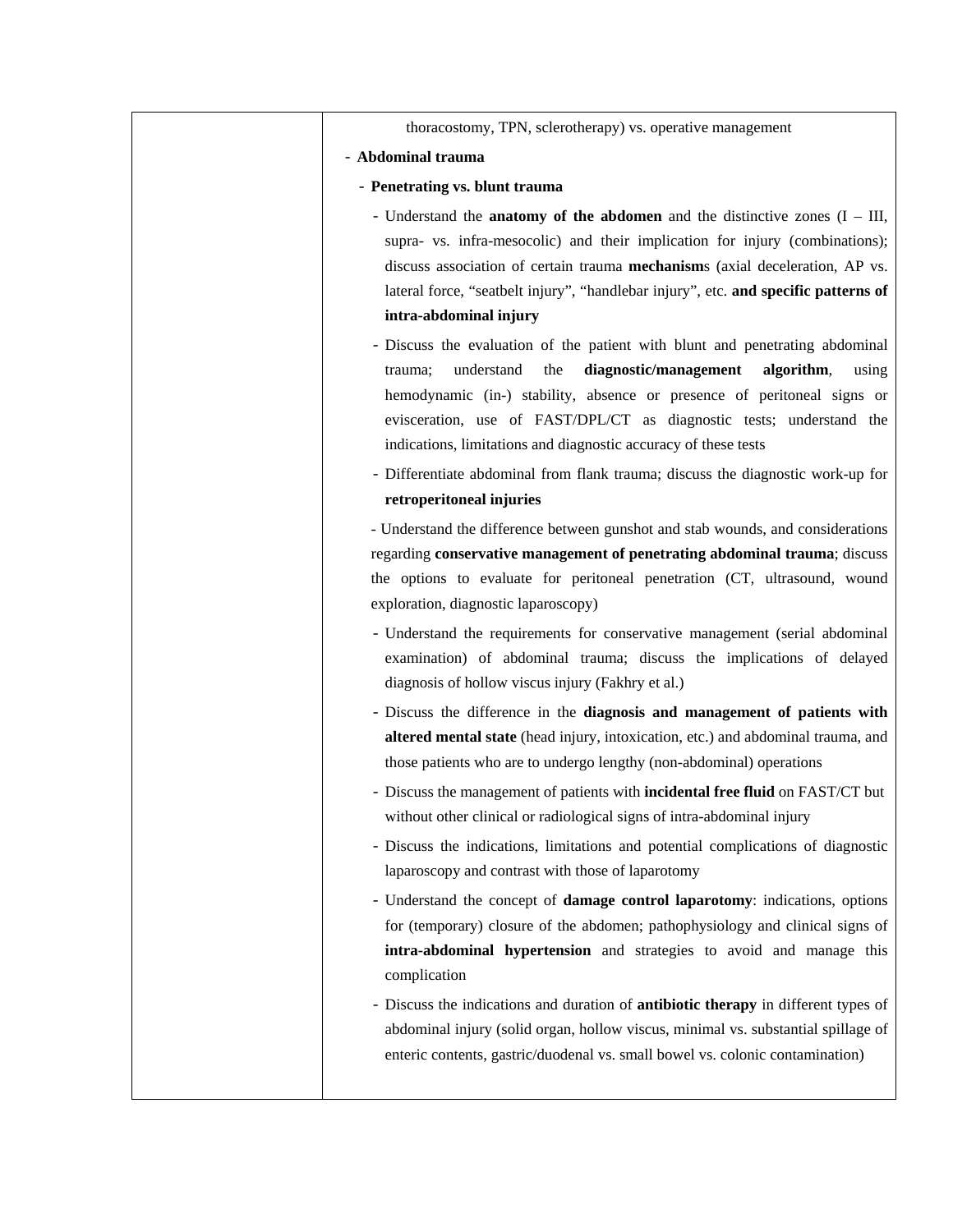| | |
|---|---|
| | thoracostomy, TPN, sclerotherapy) vs. operative management<br>- **Abdominal trauma**<br>- **Penetrating vs. blunt trauma**<br>- Understand the **anatomy of the abdomen** and the distinctive zones (I – III, supra- vs. infra-mesocolic) and their implication for injury (combinations); discuss association of certain trauma **mechanism**s (axial deceleration, AP vs. lateral force, "seatbelt injury", "handlebar injury", etc. **and specific patterns of intra-abdominal injury**<br>- Discuss the evaluation of the patient with blunt and penetrating abdominal trauma; understand the **diagnostic/management algorithm**, using hemodynamic (in-) stability, absence or presence of peritoneal signs or evisceration, use of FAST/DPL/CT as diagnostic tests; understand the indications, limitations and diagnostic accuracy of these tests<br>- Differentiate abdominal from flank trauma; discuss the diagnostic work-up for **retroperitoneal injuries**<br>- Understand the difference between gunshot and stab wounds, and considerations regarding **conservative management of penetrating abdominal trauma**; discuss the options to evaluate for peritoneal penetration (CT, ultrasound, wound exploration, diagnostic laparoscopy)<br>- Understand the requirements for conservative management (serial abdominal examination) of abdominal trauma; discuss the implications of delayed diagnosis of hollow viscus injury (Fakhry et al.)<br>- Discuss the difference in the **diagnosis and management of patients with altered mental state** (head injury, intoxication, etc.) and abdominal trauma, and those patients who are to undergo lengthy (non-abdominal) operations<br>- Discuss the management of patients with **incidental free fluid** on FAST/CT but without other clinical or radiological signs of intra-abdominal injury<br>- Discuss the indications, limitations and potential complications of diagnostic laparoscopy and contrast with those of laparotomy<br>- Understand the concept of **damage control laparotomy**: indications, options for (temporary) closure of the abdomen; pathophysiology and clinical signs of **intra-abdominal hypertension** and strategies to avoid and manage this complication<br>- Discuss the indications and duration of **antibiotic therapy** in different types of abdominal injury (solid organ, hollow viscus, minimal vs. substantial spillage of enteric contents, gastric/duodenal vs. small bowel vs. colonic contamination) |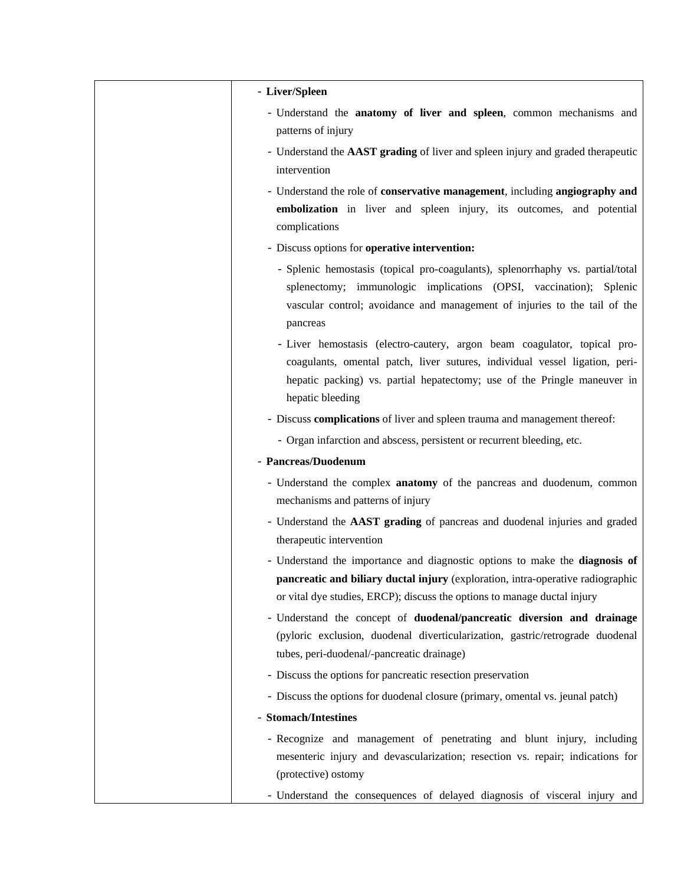| | - **Liver/Spleen**<br>  - Understand the **anatomy of liver and spleen**, common mechanisms and patterns of injury<br>  - Understand the **AAST grading** of liver and spleen injury and graded therapeutic intervention<br>  - Understand the role of **conservative management**, including **angiography and embolization** in liver and spleen injury, its outcomes, and potential complications<br>  - Discuss options for **operative intervention:**<br>    - Splenic hemostasis (topical pro-coagulants), splenorrhaphy vs. partial/total splenectomy; immunologic implications (OPSI, vaccination); Splenic vascular control; avoidance and management of injuries to the tail of the pancreas<br>    - Liver hemostasis (electro-cautery, argon beam coagulator, topical pro-coagulants, omental patch, liver sutures, individual vessel ligation, peri-hepatic packing) vs. partial hepatectomy; use of the Pringle maneuver in hepatic bleeding<br>  - Discuss **complications** of liver and spleen trauma and management thereof:<br>    - Organ infarction and abscess, persistent or recurrent bleeding, etc.<br>- **Pancreas/Duodenum**<br>  - Understand the complex **anatomy** of the pancreas and duodenum, common mechanisms and patterns of injury<br>  - Understand the **AAST grading** of pancreas and duodenal injuries and graded therapeutic intervention<br>  - Understand the importance and diagnostic options to make the **diagnosis of pancreatic and biliary ductal injury** (exploration, intra-operative radiographic or vital dye studies, ERCP); discuss the options to manage ductal injury<br>  - Understand the concept of **duodenal/pancreatic diversion and drainage** (pyloric exclusion, duodenal diverticularization, gastric/retrograde duodenal tubes, peri-duodenal/-pancreatic drainage)<br>  - Discuss the options for pancreatic resection preservation<br>  - Discuss the options for duodenal closure (primary, omental vs. jeunal patch)<br>- **Stomach/Intestines**<br>  - Recognize and management of penetrating and blunt injury, including mesenteric injury and devascularization; resection vs. repair; indications for (protective) ostomy<br>  - Understand the consequences of delayed diagnosis of visceral injury and |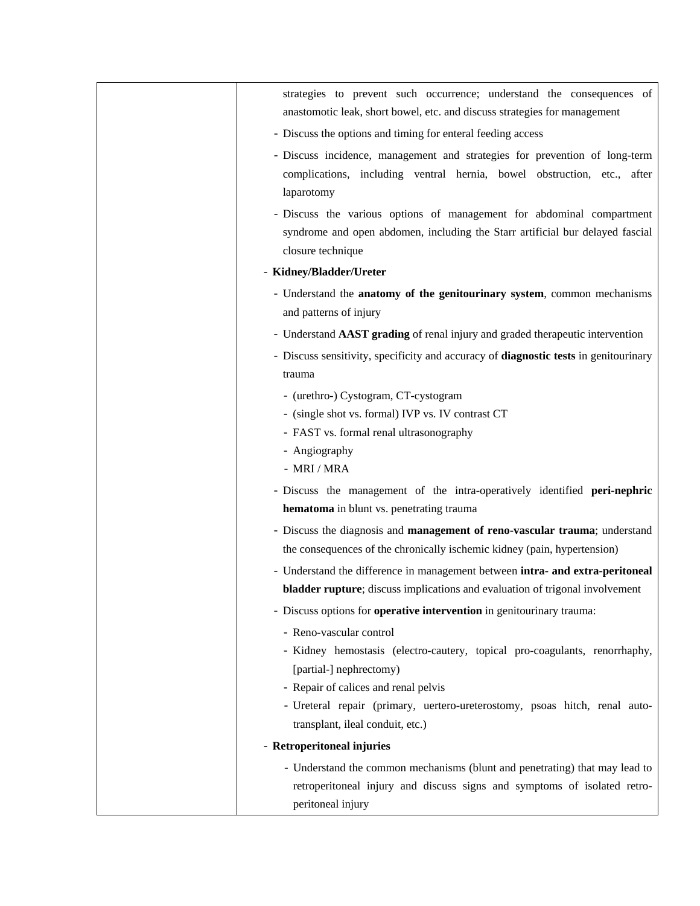| | strategies to prevent such occurrence; understand the consequences of anastomotic leak, short bowel, etc. and discuss strategies for management<br>- Discuss the options and timing for enteral feeding access<br>- Discuss incidence, management and strategies for prevention of long-term complications, including ventral hernia, bowel obstruction, etc., after laparotomy<br>- Discuss the various options of management for abdominal compartment syndrome and open abdomen, including the Starr artificial bur delayed fascial closure technique<br>- **Kidney/Bladder/Ureter**<br>- Understand the **anatomy of the genitourinary system**, common mechanisms and patterns of injury<br>- Understand **AAST grading** of renal injury and graded therapeutic intervention<br>- Discuss sensitivity, specificity and accuracy of **diagnostic tests** in genitourinary trauma<br>- (urethro-) Cystogram, CT-cystogram<br>- (single shot vs. formal) IVP vs. IV contrast CT<br>- FAST vs. formal renal ultrasonography<br>- Angiography<br>- MRI / MRA<br>- Discuss the management of the intra-operatively identified **peri-nephric hematoma** in blunt vs. penetrating trauma<br>- Discuss the diagnosis and **management of reno-vascular trauma**; understand the consequences of the chronically ischemic kidney (pain, hypertension)<br>- Understand the difference in management between **intra- and extra-peritoneal bladder rupture**; discuss implications and evaluation of trigonal involvement<br>- Discuss options for **operative intervention** in genitourinary trauma:<br>- Reno-vascular control<br>- Kidney hemostasis (electro-cautery, topical pro-coagulants, renorrhaphy, [partial-] nephrectomy)<br>- Repair of calices and renal pelvis<br>- Ureteral repair (primary, uertero-ureterostomy, psoas hitch, renal auto-transplant, ileal conduit, etc.)<br>- **Retroperitoneal injuries**<br>- Understand the common mechanisms (blunt and penetrating) that may lead to retroperitoneal injury and discuss signs and symptoms of isolated retro-peritoneal injury |
|---|---|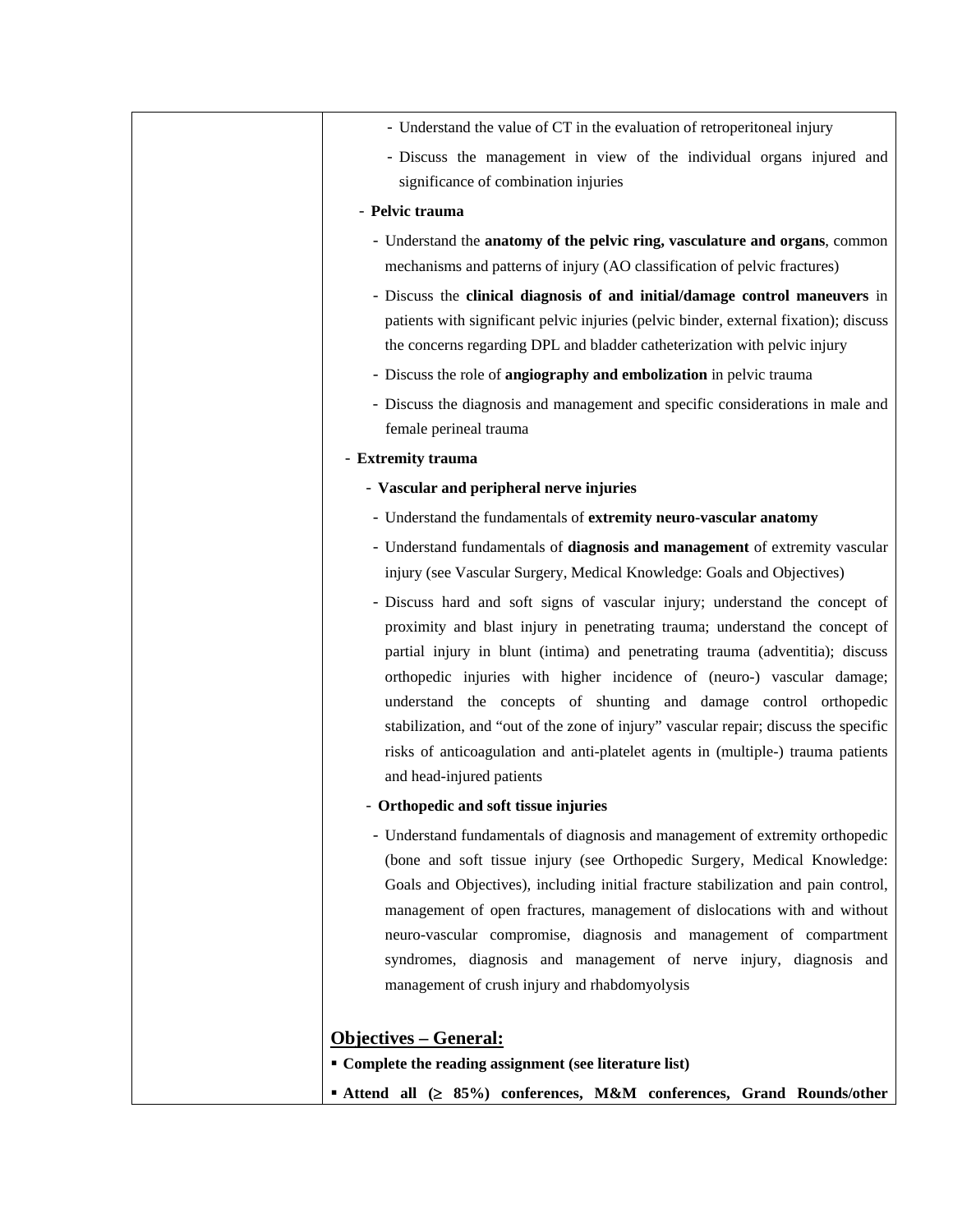- Understand the value of CT in the evaluation of retroperitoneal injury
- Discuss the management in view of the individual organs injured and significance of combination injuries

- **Pelvic trauma**
  - Understand the **anatomy of the pelvic ring, vasculature and organs**, common mechanisms and patterns of injury (AO classification of pelvic fractures)
  - Discuss the **clinical diagnosis of and initial/damage control maneuvers** in patients with significant pelvic injuries (pelvic binder, external fixation); discuss the concerns regarding DPL and bladder catheterization with pelvic injury
  - Discuss the role of **angiography and embolization** in pelvic trauma
  - Discuss the diagnosis and management and specific considerations in male and female perineal trauma

- **Extremity trauma**
  - **Vascular and peripheral nerve injuries**
    - Understand the fundamentals of **extremity neuro-vascular anatomy**
    - Understand fundamentals of **diagnosis and management** of extremity vascular injury (see Vascular Surgery, Medical Knowledge: Goals and Objectives)
    - Discuss hard and soft signs of vascular injury; understand the concept of proximity and blast injury in penetrating trauma; understand the concept of partial injury in blunt (intima) and penetrating trauma (adventitia); discuss orthopedic injuries with higher incidence of (neuro-) vascular damage; understand the concepts of shunting and damage control orthopedic stabilization, and "out of the zone of injury" vascular repair; discuss the specific risks of anticoagulation and anti-platelet agents in (multiple-) trauma patients and head-injured patients
  - **Orthopedic and soft tissue injuries**
    - Understand fundamentals of diagnosis and management of extremity orthopedic (bone and soft tissue injury (see Orthopedic Surgery, Medical Knowledge: Goals and Objectives), including initial fracture stabilization and pain control, management of open fractures, management of dislocations with and without neuro-vascular compromise, diagnosis and management of compartment syndromes, diagnosis and management of nerve injury, diagnosis and management of crush injury and rhabdomyolysis

## Objectives – General:

- **Complete the reading assignment (see literature list)**
- **Attend all (≥ 85%) conferences, M&M conferences, Grand Rounds/other**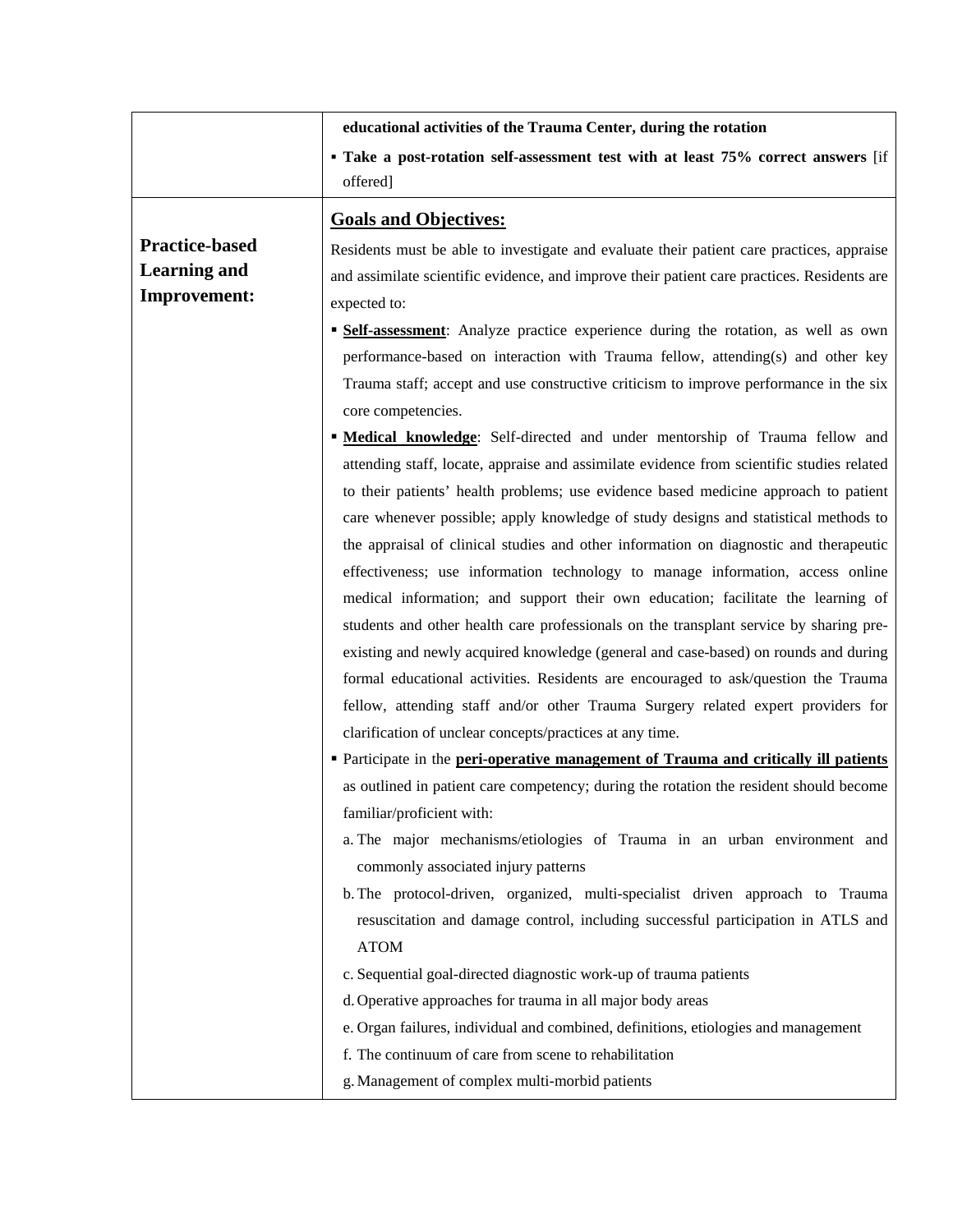| | |
|---|---|
| | **educational activities of the Trauma Center, during the rotation**<br>▪ **Take a post-rotation self-assessment test with at least 75% correct answers** [if offered] |
| **Practice-based Learning and Improvement:** | <u>**Goals and Objectives:**</u><br>Residents must be able to investigate and evaluate their patient care practices, appraise and assimilate scientific evidence, and improve their patient care practices. Residents are expected to:<br>▪ <u>**Self-assessment**</u>: Analyze practice experience during the rotation, as well as own performance-based on interaction with Trauma fellow, attending(s) and other key Trauma staff; accept and use constructive criticism to improve performance in the six core competencies.<br>▪ <u>**Medical knowledge**</u>: Self-directed and under mentorship of Trauma fellow and attending staff, locate, appraise and assimilate evidence from scientific studies related to their patients' health problems; use evidence based medicine approach to patient care whenever possible; apply knowledge of study designs and statistical methods to the appraisal of clinical studies and other information on diagnostic and therapeutic effectiveness; use information technology to manage information, access online medical information; and support their own education; facilitate the learning of students and other health care professionals on the transplant service by sharing pre-existing and newly acquired knowledge (general and case-based) on rounds and during formal educational activities. Residents are encouraged to ask/question the Trauma fellow, attending staff and/or other Trauma Surgery related expert providers for clarification of unclear concepts/practices at any time.<br>▪ Participate in the <u>**peri-operative management of Trauma and critically ill patients**</u> as outlined in patient care competency; during the rotation the resident should become familiar/proficient with:<br>a. The major mechanisms/etiologies of Trauma in an urban environment and commonly associated injury patterns<br>b. The protocol-driven, organized, multi-specialist driven approach to Trauma resuscitation and damage control, including successful participation in ATLS and ATOM<br>c. Sequential goal-directed diagnostic work-up of trauma patients<br>d. Operative approaches for trauma in all major body areas<br>e. Organ failures, individual and combined, definitions, etiologies and management<br>f. The continuum of care from scene to rehabilitation<br>g. Management of complex multi-morbid patients |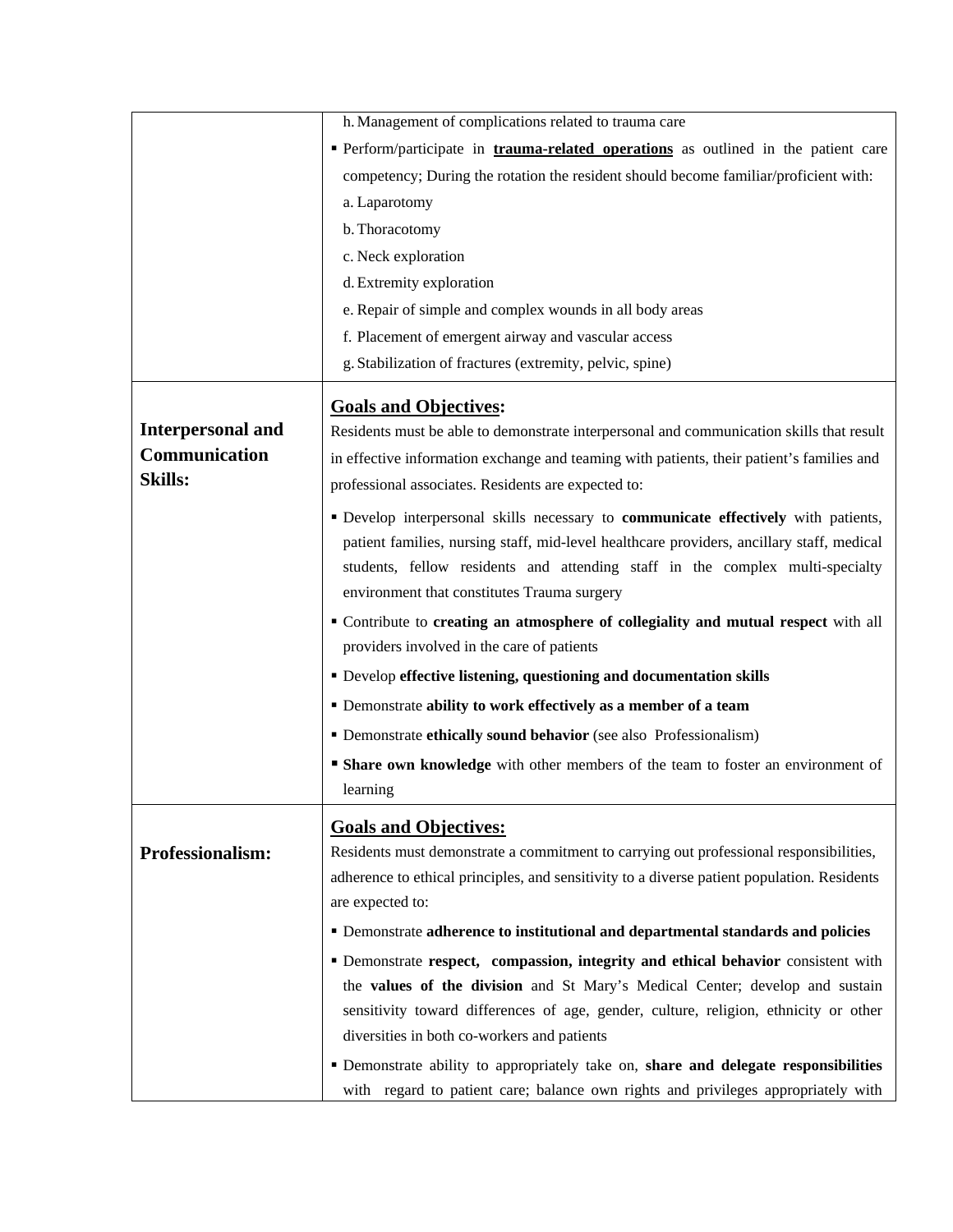| | |
|---|---|
| | h. Management of complications related to trauma care<br>▪ Perform/participate in **<u>trauma-related operations</u>** as outlined in the patient care competency; During the rotation the resident should become familiar/proficient with:<br>a. Laparotomy<br>b. Thoracotomy<br>c. Neck exploration<br>d. Extremity exploration<br>e. Repair of simple and complex wounds in all body areas<br>f. Placement of emergent airway and vascular access<br>g. Stabilization of fractures (extremity, pelvic, spine) |
| **Interpersonal and Communication Skills:** | **<u>Goals and Objectives</u>:**<br>Residents must be able to demonstrate interpersonal and communication skills that result in effective information exchange and teaming with patients, their patient's families and professional associates. Residents are expected to:<br>▪ Develop interpersonal skills necessary to **communicate effectively** with patients, patient families, nursing staff, mid-level healthcare providers, ancillary staff, medical students, fellow residents and attending staff in the complex multi-specialty environment that constitutes Trauma surgery<br>▪ Contribute to **creating an atmosphere of collegiality and mutual respect** with all providers involved in the care of patients<br>▪ Develop **effective listening, questioning and documentation skills**<br>▪ Demonstrate **ability to work effectively as a member of a team**<br>▪ Demonstrate **ethically sound behavior** (see also Professionalism)<br>▪ **Share own knowledge** with other members of the team to foster an environment of learning |
| **Professionalism:** | **<u>Goals and Objectives:</u>**<br>Residents must demonstrate a commitment to carrying out professional responsibilities, adherence to ethical principles, and sensitivity to a diverse patient population. Residents are expected to:<br>▪ Demonstrate **adherence to institutional and departmental standards and policies**<br>▪ Demonstrate **respect, compassion, integrity and ethical behavior** consistent with the **values of the division** and St Mary's Medical Center; develop and sustain sensitivity toward differences of age, gender, culture, religion, ethnicity or other diversities in both co-workers and patients<br>▪ Demonstrate ability to appropriately take on, **share and delegate responsibilities** with regard to patient care; balance own rights and privileges appropriately with |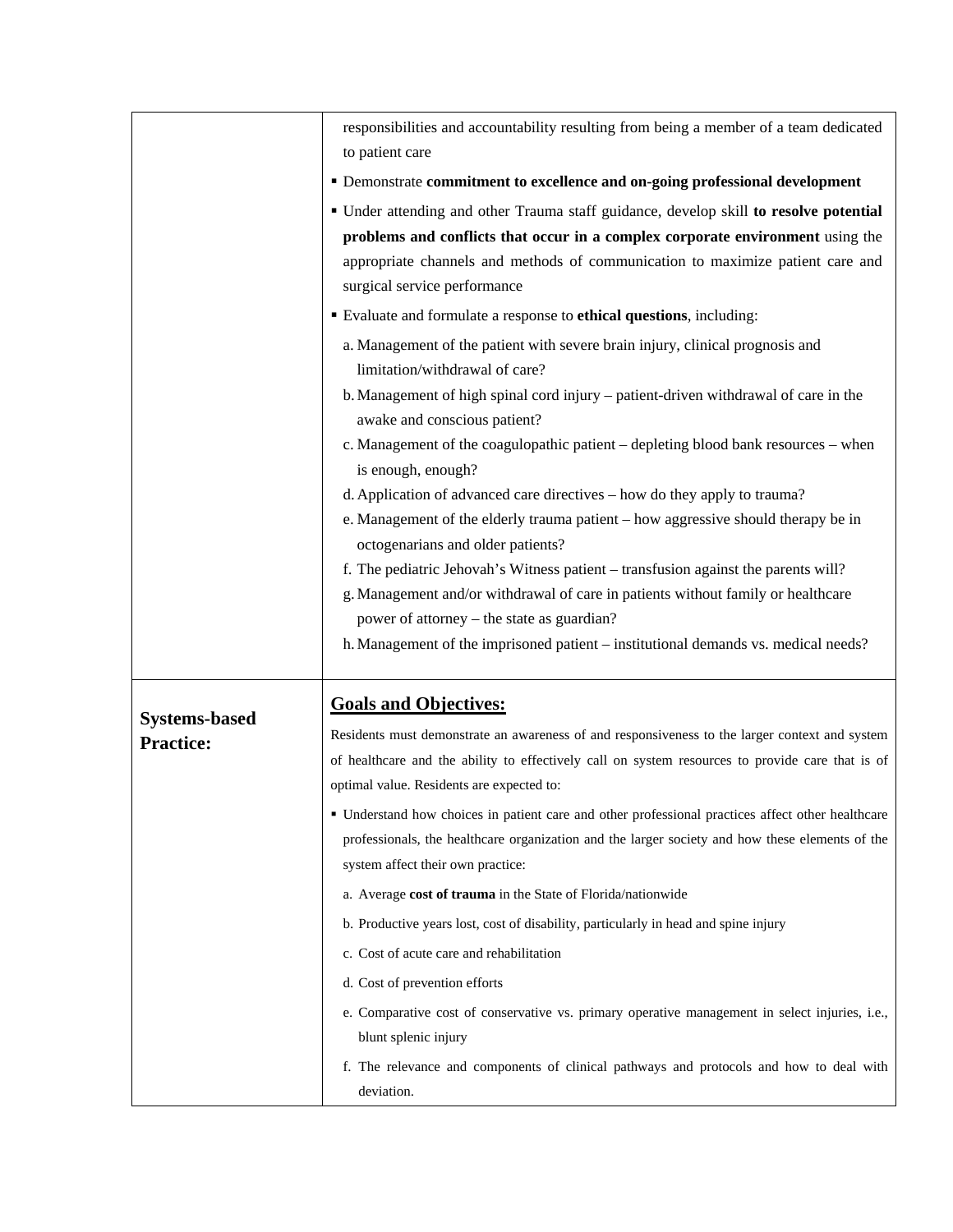| | |
|---|---|
| | responsibilities and accountability resulting from being a member of a team dedicated to patient care<br>▪ Demonstrate **commitment to excellence and on-going professional development**<br>▪ Under attending and other Trauma staff guidance, develop skill **to resolve potential problems and conflicts that occur in a complex corporate environment** using the appropriate channels and methods of communication to maximize patient care and surgical service performance<br>▪ Evaluate and formulate a response to **ethical questions**, including:<br>a. Management of the patient with severe brain injury, clinical prognosis and limitation/withdrawal of care?<br>b. Management of high spinal cord injury – patient-driven withdrawal of care in the awake and conscious patient?<br>c. Management of the coagulopathic patient – depleting blood bank resources – when is enough, enough?<br>d. Application of advanced care directives – how do they apply to trauma?<br>e. Management of the elderly trauma patient – how aggressive should therapy be in octogenarians and older patients?<br>f. The pediatric Jehovah's Witness patient – transfusion against the parents will?<br>g. Management and/or withdrawal of care in patients without family or healthcare power of attorney – the state as guardian?<br>h. Management of the imprisoned patient – institutional demands vs. medical needs? |
| **Systems-based Practice:** | **<u>Goals and Objectives:</u>**<br>Residents must demonstrate an awareness of and responsiveness to the larger context and system of healthcare and the ability to effectively call on system resources to provide care that is of optimal value. Residents are expected to:<br>▪ Understand how choices in patient care and other professional practices affect other healthcare professionals, the healthcare organization and the larger society and how these elements of the system affect their own practice:<br>a. Average **cost of trauma** in the State of Florida/nationwide<br>b. Productive years lost, cost of disability, particularly in head and spine injury<br>c. Cost of acute care and rehabilitation<br>d. Cost of prevention efforts<br>e. Comparative cost of conservative vs. primary operative management in select injuries, i.e., blunt splenic injury<br>f. The relevance and components of clinical pathways and protocols and how to deal with deviation. |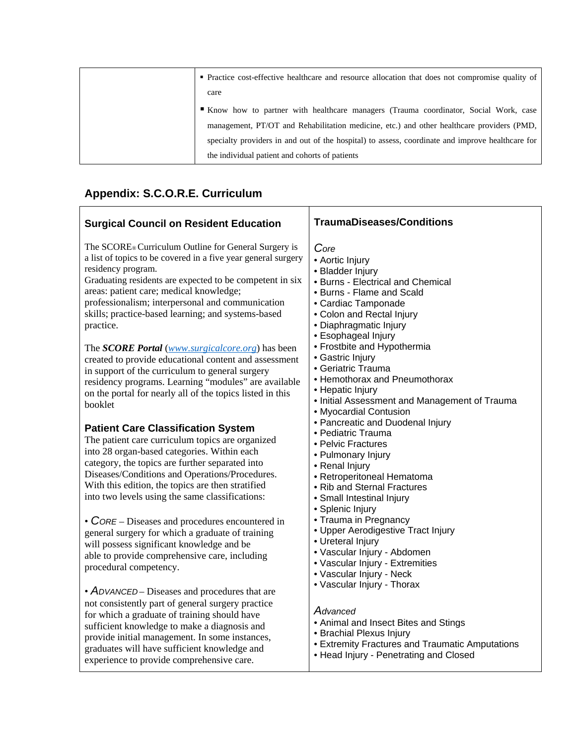| | ▪ Practice cost-effective healthcare and resource allocation that does not compromise quality of care<br>▪ Know how to partner with healthcare managers (Trauma coordinator, Social Work, case management, PT/OT and Rehabilitation medicine, etc.) and other healthcare providers (PMD, specialty providers in and out of the hospital) to assess, coordinate and improve healthcare for the individual patient and cohorts of patients |
|---|---|

## Appendix: S.C.O.R.E. Curriculum

### Surgical Council on Resident Education

The SCORE® Curriculum Outline for General Surgery is a list of topics to be covered in a five year general surgery residency program.
Graduating residents are expected to be competent in six areas: patient care; medical knowledge; professionalism; interpersonal and communication skills; practice-based learning; and systems-based practice.

The ***SCORE Portal*** (*www.surgicalcore.org*) has been created to provide educational content and assessment in support of the curriculum to general surgery residency programs. Learning "modules" are available on the portal for nearly all of the topics listed in this booklet

### Patient Care Classification System

The patient care curriculum topics are organized into 28 organ-based categories. Within each category, the topics are further separated into Diseases/Conditions and Operations/Procedures. With this edition, the topics are then stratified into two levels using the same classifications:

• *CORE* – Diseases and procedures encountered in general surgery for which a graduate of training will possess significant knowledge and be able to provide comprehensive care, including procedural competency.

• *ADVANCED* – Diseases and procedures that are not consistently part of general surgery practice for which a graduate of training should have sufficient knowledge to make a diagnosis and provide initial management. In some instances, graduates will have sufficient knowledge and experience to provide comprehensive care.

### TraumaDiseases/Conditions

*Core*

- Aortic Injury
- Bladder Injury
- Burns - Electrical and Chemical
- Burns - Flame and Scald
- Cardiac Tamponade
- Colon and Rectal Injury
- Diaphragmatic Injury
- Esophageal Injury
- Frostbite and Hypothermia
- Gastric Injury
- Geriatric Trauma
- Hemothorax and Pneumothorax
- Hepatic Injury
- Initial Assessment and Management of Trauma
- Myocardial Contusion
- Pancreatic and Duodenal Injury
- Pediatric Trauma
- Pelvic Fractures
- Pulmonary Injury
- Renal Injury
- Retroperitoneal Hematoma
- Rib and Sternal Fractures
- Small Intestinal Injury
- Splenic Injury
- Trauma in Pregnancy
- Upper Aerodigestive Tract Injury
- Ureteral Injury
- Vascular Injury - Abdomen
- Vascular Injury - Extremities
- Vascular Injury - Neck
- Vascular Injury - Thorax

*Advanced*

- Animal and Insect Bites and Stings
- Brachial Plexus Injury
- Extremity Fractures and Traumatic Amputations
- Head Injury - Penetrating and Closed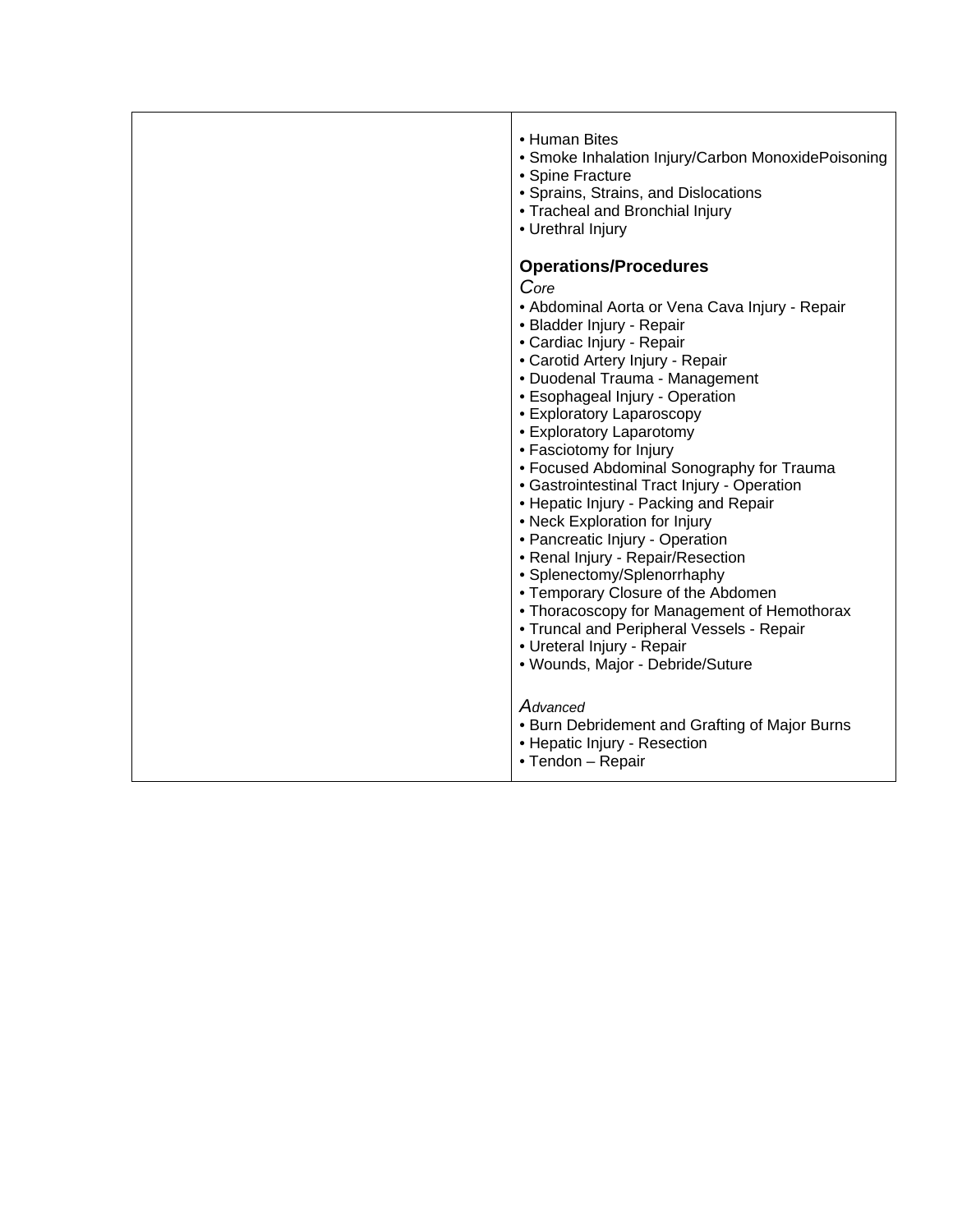| | |
|---|---|
| | • Human Bites<br>• Smoke Inhalation Injury/Carbon MonoxidePoisoning<br>• Spine Fracture<br>• Sprains, Strains, and Dislocations<br>• Tracheal and Bronchial Injury<br>• Urethral Injury<br><br>**Operations/Procedures**<br>*Core*<br>• Abdominal Aorta or Vena Cava Injury - Repair<br>• Bladder Injury - Repair<br>• Cardiac Injury - Repair<br>• Carotid Artery Injury - Repair<br>• Duodenal Trauma - Management<br>• Esophageal Injury - Operation<br>• Exploratory Laparoscopy<br>• Exploratory Laparotomy<br>• Fasciotomy for Injury<br>• Focused Abdominal Sonography for Trauma<br>• Gastrointestinal Tract Injury - Operation<br>• Hepatic Injury - Packing and Repair<br>• Neck Exploration for Injury<br>• Pancreatic Injury - Operation<br>• Renal Injury - Repair/Resection<br>• Splenectomy/Splenorrhaphy<br>• Temporary Closure of the Abdomen<br>• Thoracoscopy for Management of Hemothorax<br>• Truncal and Peripheral Vessels - Repair<br>• Ureteral Injury - Repair<br>• Wounds, Major - Debride/Suture<br><br>*Advanced*<br>• Burn Debridement and Grafting of Major Burns<br>• Hepatic Injury - Resection<br>• Tendon – Repair |